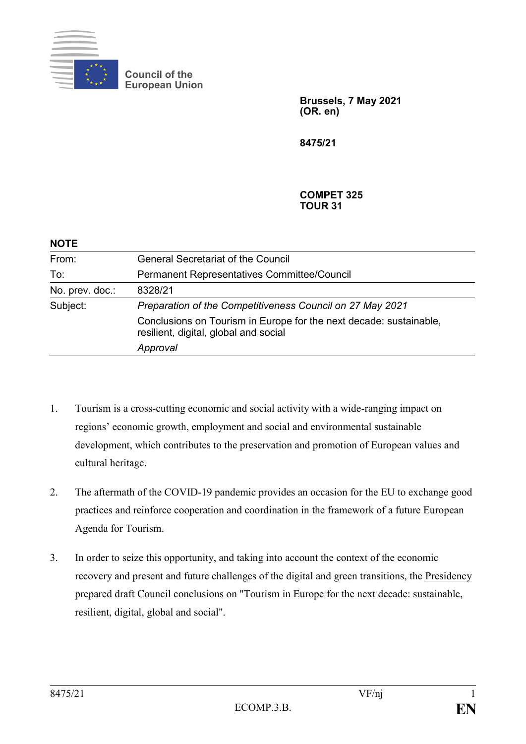Council of the European Union

**Brussels, 7 May 2021**
**(OR. en)**

**8475/21**

**COMPET 325**
**TOUR 31**

**NOTE**

| | |
|---|---|
| From: | General Secretariat of the Council |
| To: | Permanent Representatives Committee/Council |
| No. prev. doc.: | 8328/21 |
| Subject: | *Preparation of the Competitiveness Council on 27 May 2021* |
| | Conclusions on Tourism in Europe for the next decade: sustainable, resilient, digital, global and social |
| | *Approval* |

1. Tourism is a cross-cutting economic and social activity with a wide-ranging impact on regions' economic growth, employment and social and environmental sustainable development, which contributes to the preservation and promotion of European values and cultural heritage.

2. The aftermath of the COVID-19 pandemic provides an occasion for the EU to exchange good practices and reinforce cooperation and coordination in the framework of a future European Agenda for Tourism.

3. In order to seize this opportunity, and taking into account the context of the economic recovery and present and future challenges of the digital and green transitions, the Presidency prepared draft Council conclusions on "Tourism in Europe for the next decade: sustainable, resilient, digital, global and social".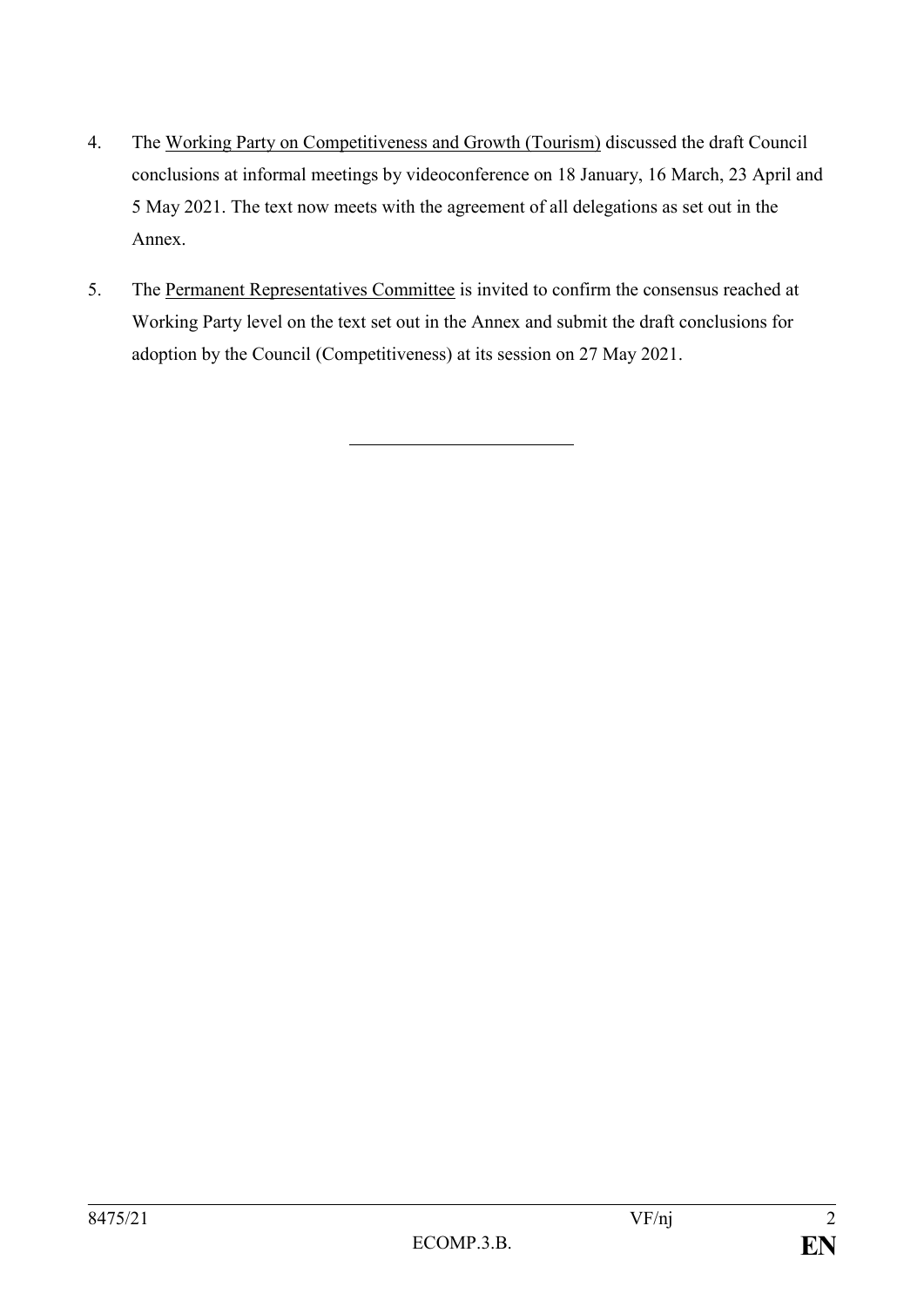4. The <u>Working Party on Competitiveness and Growth (Tourism)</u> discussed the draft Council conclusions at informal meetings by videoconference on 18 January, 16 March, 23 April and 5 May 2021. The text now meets with the agreement of all delegations as set out in the Annex.

5. The <u>Permanent Representatives Committee</u> is invited to confirm the consensus reached at Working Party level on the text set out in the Annex and submit the draft conclusions for adoption by the Council (Competitiveness) at its session on 27 May 2021.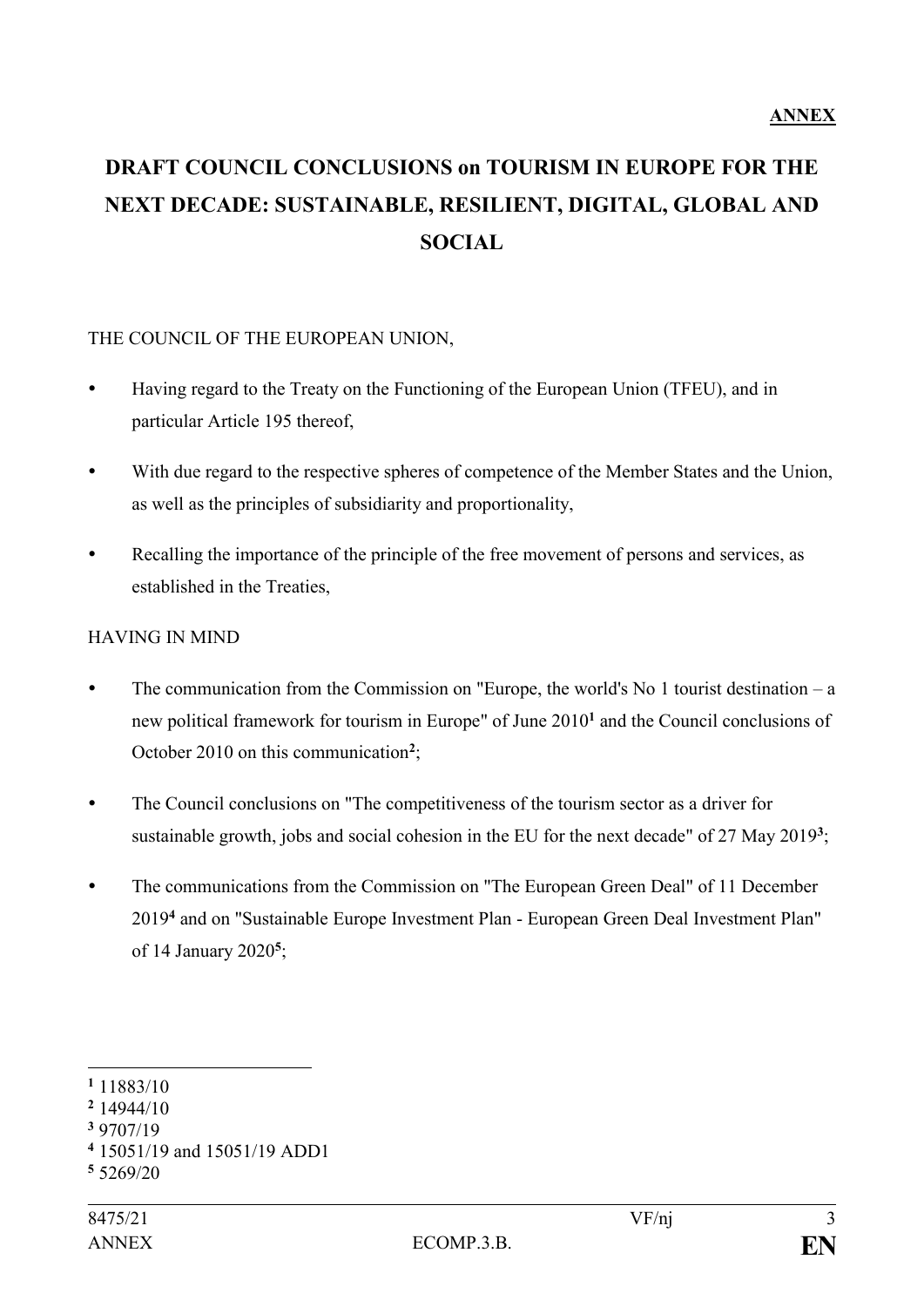**ANNEX**

# DRAFT COUNCIL CONCLUSIONS on TOURISM IN EUROPE FOR THE NEXT DECADE: SUSTAINABLE, RESILIENT, DIGITAL, GLOBAL AND SOCIAL

THE COUNCIL OF THE EUROPEAN UNION,

- Having regard to the Treaty on the Functioning of the European Union (TFEU), and in particular Article 195 thereof,
- With due regard to the respective spheres of competence of the Member States and the Union, as well as the principles of subsidiarity and proportionality,
- Recalling the importance of the principle of the free movement of persons and services, as established in the Treaties,

HAVING IN MIND

- The communication from the Commission on "Europe, the world's No 1 tourist destination – a new political framework for tourism in Europe" of June 2010[1] and the Council conclusions of October 2010 on this communication[2];
- The Council conclusions on "The competitiveness of the tourism sector as a driver for sustainable growth, jobs and social cohesion in the EU for the next decade" of 27 May 2019[3];
- The communications from the Commission on "The European Green Deal" of 11 December 2019[4] and on "Sustainable Europe Investment Plan - European Green Deal Investment Plan" of 14 January 2020[5];

---

[1] 11883/10
[2] 14944/10
[3] 9707/19
[4] 15051/19 and 15051/19 ADD1
[5] 5269/20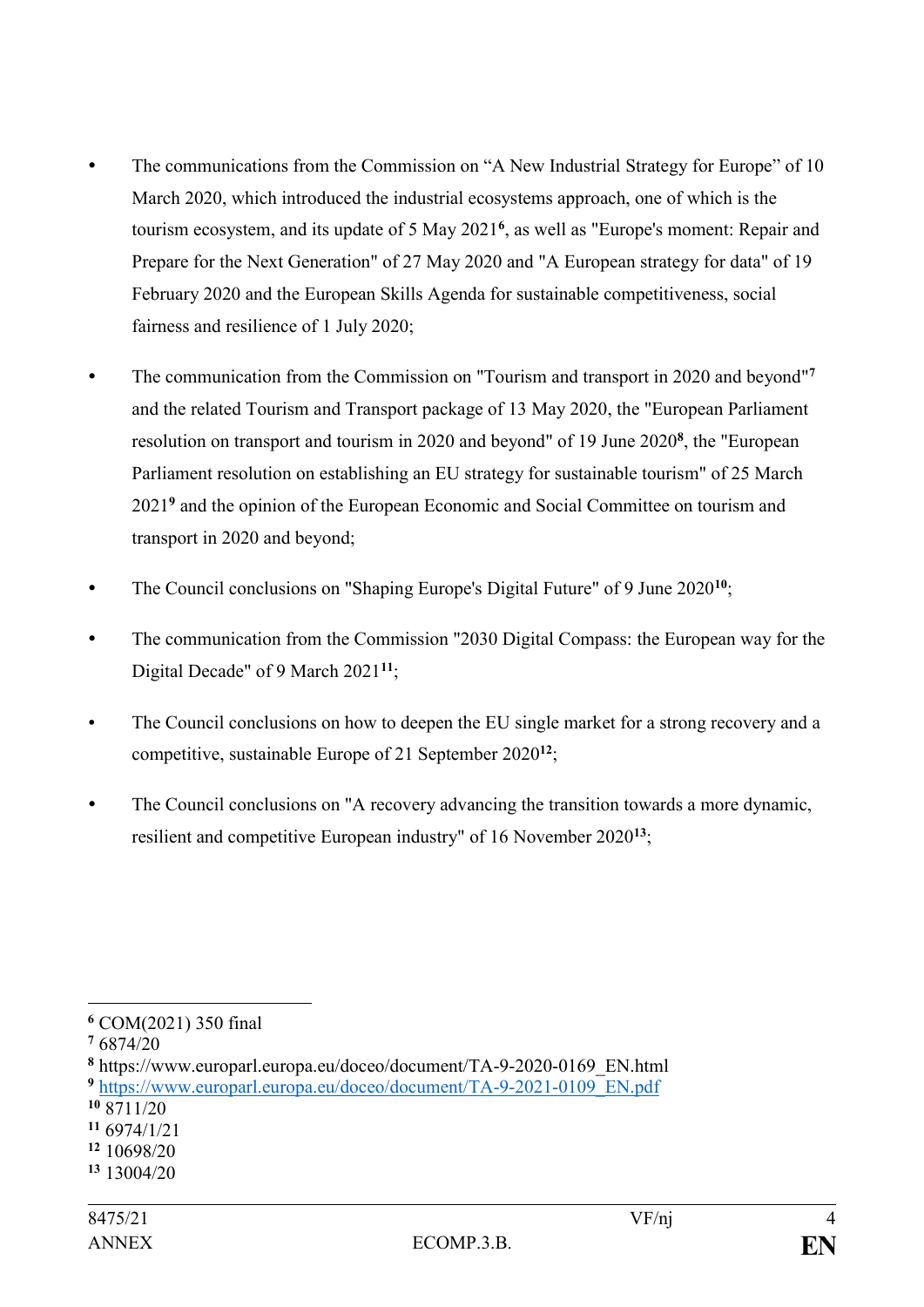- The communications from the Commission on “A New Industrial Strategy for Europe” of 10 March 2020, which introduced the industrial ecosystems approach, one of which is the tourism ecosystem, and its update of 5 May 2021[6], as well as "Europe's moment: Repair and Prepare for the Next Generation" of 27 May 2020 and "A European strategy for data" of 19 February 2020 and the European Skills Agenda for sustainable competitiveness, social fairness and resilience of 1 July 2020;

- The communication from the Commission on "Tourism and transport in 2020 and beyond"[7] and the related Tourism and Transport package of 13 May 2020, the "European Parliament resolution on transport and tourism in 2020 and beyond" of 19 June 2020[8], the "European Parliament resolution on establishing an EU strategy for sustainable tourism" of 25 March 2021[9] and the opinion of the European Economic and Social Committee on tourism and transport in 2020 and beyond;

- The Council conclusions on "Shaping Europe's Digital Future" of 9 June 2020[10];

- The communication from the Commission "2030 Digital Compass: the European way for the Digital Decade" of 9 March 2021[11];

- The Council conclusions on how to deepen the EU single market for a strong recovery and a competitive, sustainable Europe of 21 September 2020[12];

- The Council conclusions on "A recovery advancing the transition towards a more dynamic, resilient and competitive European industry" of 16 November 2020[13];

---

[6] COM(2021) 350 final
[7] 6874/20
[8] https://www.europarl.europa.eu/doceo/document/TA-9-2020-0169_EN.html
[9] https://www.europarl.europa.eu/doceo/document/TA-9-2021-0109_EN.pdf
[10] 8711/20
[11] 6974/1/21
[12] 10698/20
[13] 13004/20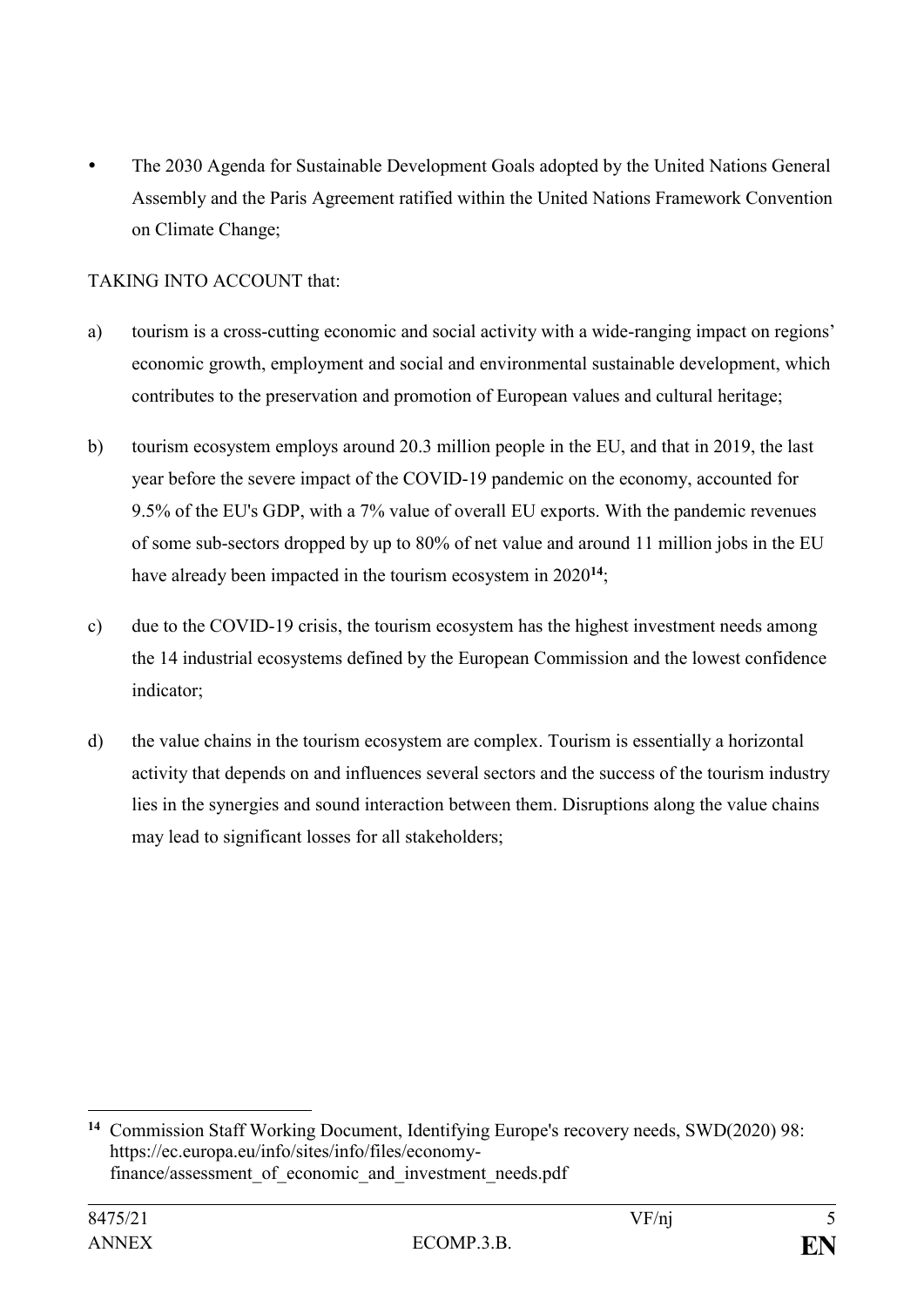- The 2030 Agenda for Sustainable Development Goals adopted by the United Nations General Assembly and the Paris Agreement ratified within the United Nations Framework Convention on Climate Change;

TAKING INTO ACCOUNT that:

a) tourism is a cross-cutting economic and social activity with a wide-ranging impact on regions' economic growth, employment and social and environmental sustainable development, which contributes to the preservation and promotion of European values and cultural heritage;

b) tourism ecosystem employs around 20.3 million people in the EU, and that in 2019, the last year before the severe impact of the COVID-19 pandemic on the economy, accounted for 9.5% of the EU's GDP, with a 7% value of overall EU exports. With the pandemic revenues of some sub-sectors dropped by up to 80% of net value and around 11 million jobs in the EU have already been impacted in the tourism ecosystem in 2020[14];

c) due to the COVID-19 crisis, the tourism ecosystem has the highest investment needs among the 14 industrial ecosystems defined by the European Commission and the lowest confidence indicator;

d) the value chains in the tourism ecosystem are complex. Tourism is essentially a horizontal activity that depends on and influences several sectors and the success of the tourism industry lies in the synergies and sound interaction between them. Disruptions along the value chains may lead to significant losses for all stakeholders;

---

[14] Commission Staff Working Document, Identifying Europe's recovery needs, SWD(2020) 98: https://ec.europa.eu/info/sites/info/files/economy-finance/assessment_of_economic_and_investment_needs.pdf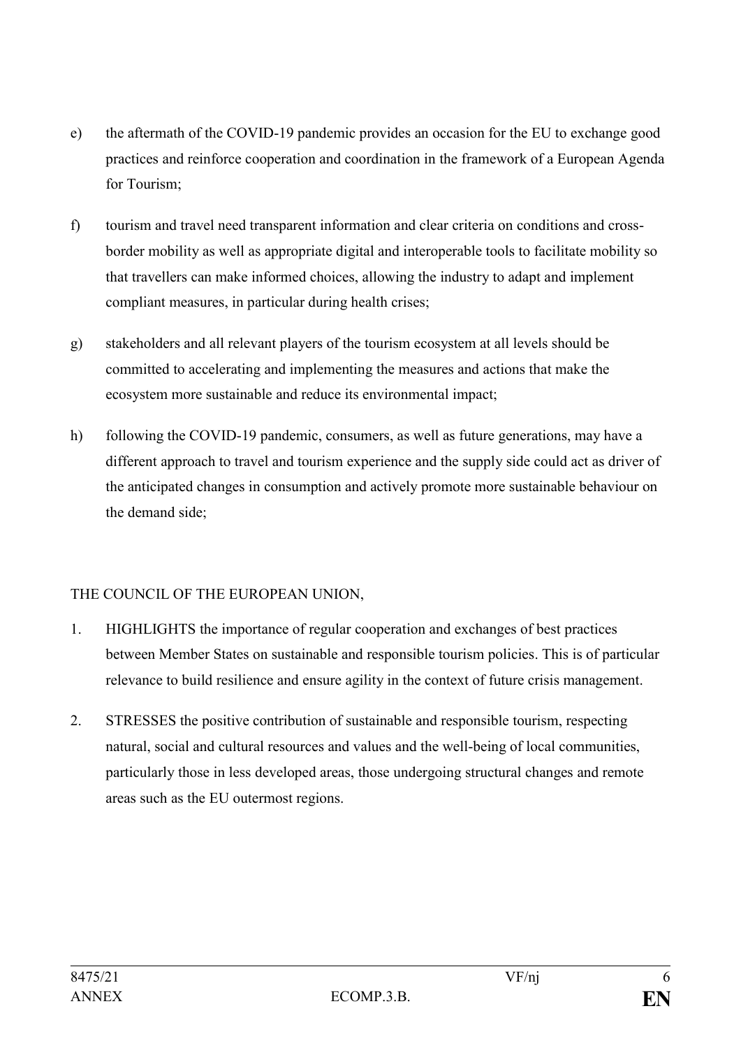e) the aftermath of the COVID-19 pandemic provides an occasion for the EU to exchange good practices and reinforce cooperation and coordination in the framework of a European Agenda for Tourism;

f) tourism and travel need transparent information and clear criteria on conditions and cross-border mobility as well as appropriate digital and interoperable tools to facilitate mobility so that travellers can make informed choices, allowing the industry to adapt and implement compliant measures, in particular during health crises;

g) stakeholders and all relevant players of the tourism ecosystem at all levels should be committed to accelerating and implementing the measures and actions that make the ecosystem more sustainable and reduce its environmental impact;

h) following the COVID-19 pandemic, consumers, as well as future generations, may have a different approach to travel and tourism experience and the supply side could act as driver of the anticipated changes in consumption and actively promote more sustainable behaviour on the demand side;

THE COUNCIL OF THE EUROPEAN UNION,

1. HIGHLIGHTS the importance of regular cooperation and exchanges of best practices between Member States on sustainable and responsible tourism policies. This is of particular relevance to build resilience and ensure agility in the context of future crisis management.

2. STRESSES the positive contribution of sustainable and responsible tourism, respecting natural, social and cultural resources and values and the well-being of local communities, particularly those in less developed areas, those undergoing structural changes and remote areas such as the EU outermost regions.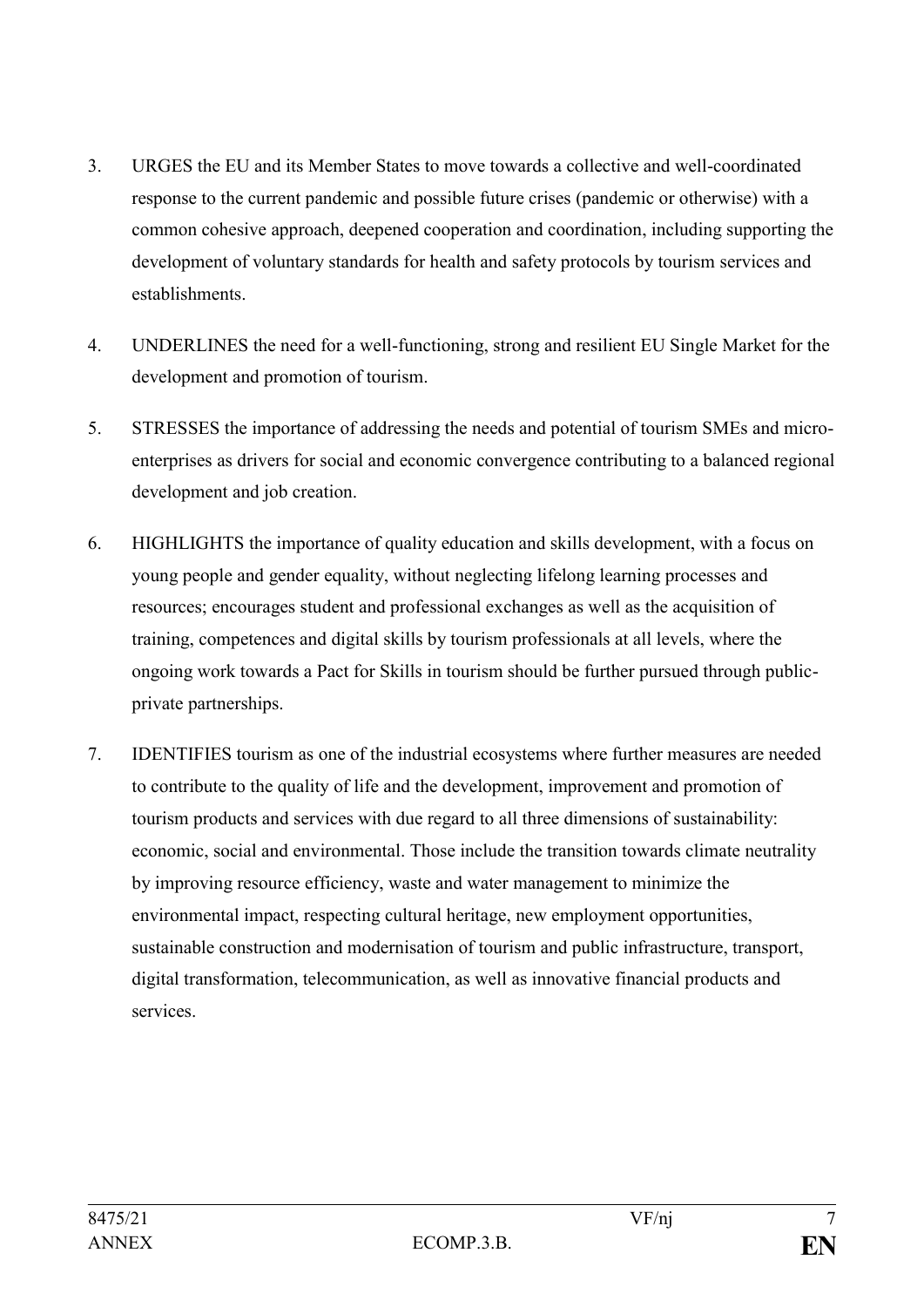3. URGES the EU and its Member States to move towards a collective and well-coordinated response to the current pandemic and possible future crises (pandemic or otherwise) with a common cohesive approach, deepened cooperation and coordination, including supporting the development of voluntary standards for health and safety protocols by tourism services and establishments.

4. UNDERLINES the need for a well-functioning, strong and resilient EU Single Market for the development and promotion of tourism.

5. STRESSES the importance of addressing the needs and potential of tourism SMEs and micro-enterprises as drivers for social and economic convergence contributing to a balanced regional development and job creation.

6. HIGHLIGHTS the importance of quality education and skills development, with a focus on young people and gender equality, without neglecting lifelong learning processes and resources; encourages student and professional exchanges as well as the acquisition of training, competences and digital skills by tourism professionals at all levels, where the ongoing work towards a Pact for Skills in tourism should be further pursued through public-private partnerships.

7. IDENTIFIES tourism as one of the industrial ecosystems where further measures are needed to contribute to the quality of life and the development, improvement and promotion of tourism products and services with due regard to all three dimensions of sustainability: economic, social and environmental. Those include the transition towards climate neutrality by improving resource efficiency, waste and water management to minimize the environmental impact, respecting cultural heritage, new employment opportunities, sustainable construction and modernisation of tourism and public infrastructure, transport, digital transformation, telecommunication, as well as innovative financial products and services.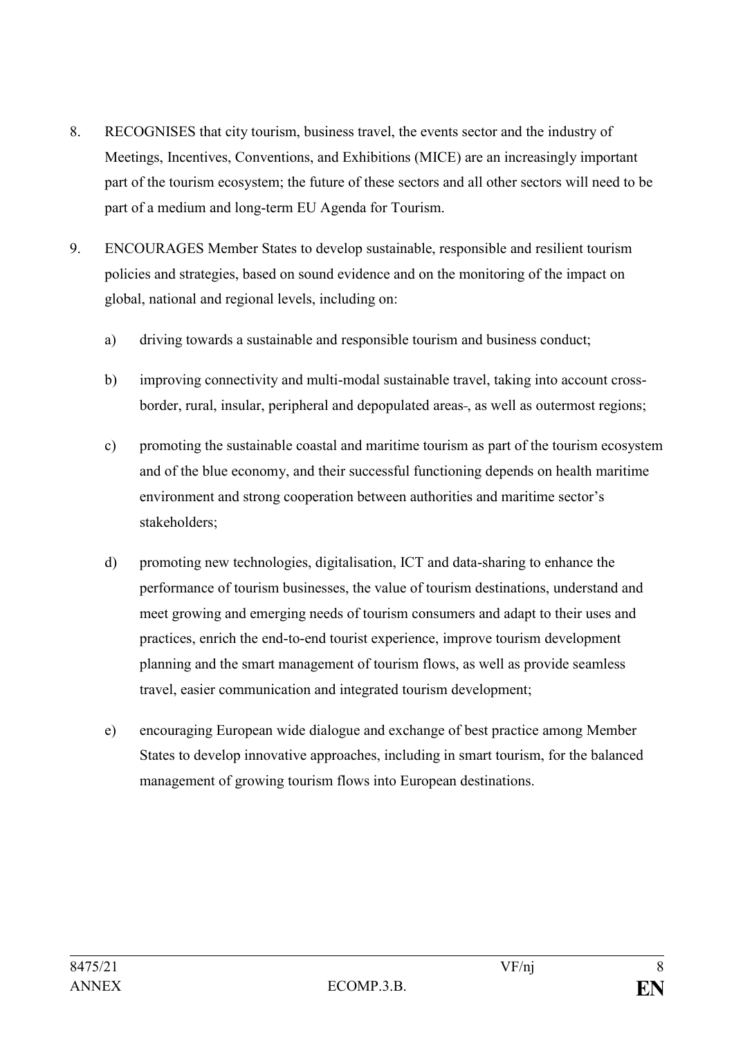8. RECOGNISES that city tourism, business travel, the events sector and the industry of Meetings, Incentives, Conventions, and Exhibitions (MICE) are an increasingly important part of the tourism ecosystem; the future of these sectors and all other sectors will need to be part of a medium and long-term EU Agenda for Tourism.

9. ENCOURAGES Member States to develop sustainable, responsible and resilient tourism policies and strategies, based on sound evidence and on the monitoring of the impact on global, national and regional levels, including on:

   a) driving towards a sustainable and responsible tourism and business conduct;

   b) improving connectivity and multi-modal sustainable travel, taking into account cross-border, rural, insular, peripheral and depopulated areas, as well as outermost regions;

   c) promoting the sustainable coastal and maritime tourism as part of the tourism ecosystem and of the blue economy, and their successful functioning depends on health maritime environment and strong cooperation between authorities and maritime sector's stakeholders;

   d) promoting new technologies, digitalisation, ICT and data-sharing to enhance the performance of tourism businesses, the value of tourism destinations, understand and meet growing and emerging needs of tourism consumers and adapt to their uses and practices, enrich the end-to-end tourist experience, improve tourism development planning and the smart management of tourism flows, as well as provide seamless travel, easier communication and integrated tourism development;

   e) encouraging European wide dialogue and exchange of best practice among Member States to develop innovative approaches, including in smart tourism, for the balanced management of growing tourism flows into European destinations.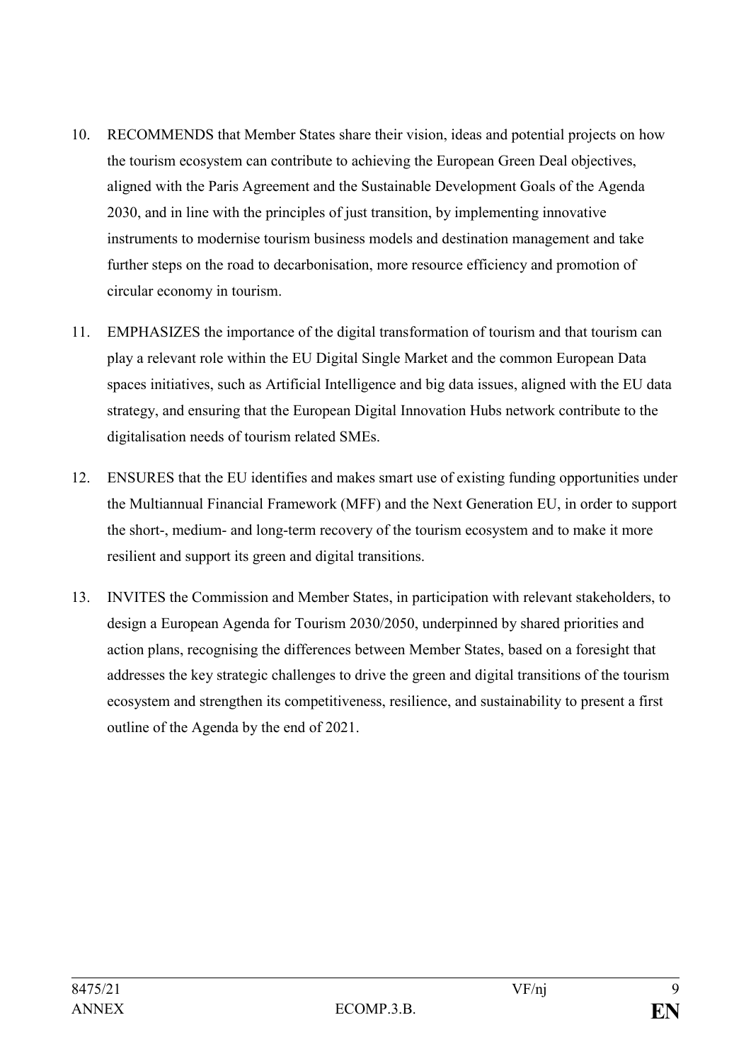10. RECOMMENDS that Member States share their vision, ideas and potential projects on how the tourism ecosystem can contribute to achieving the European Green Deal objectives, aligned with the Paris Agreement and the Sustainable Development Goals of the Agenda 2030, and in line with the principles of just transition, by implementing innovative instruments to modernise tourism business models and destination management and take further steps on the road to decarbonisation, more resource efficiency and promotion of circular economy in tourism.

11. EMPHASIZES the importance of the digital transformation of tourism and that tourism can play a relevant role within the EU Digital Single Market and the common European Data spaces initiatives, such as Artificial Intelligence and big data issues, aligned with the EU data strategy, and ensuring that the European Digital Innovation Hubs network contribute to the digitalisation needs of tourism related SMEs.

12. ENSURES that the EU identifies and makes smart use of existing funding opportunities under the Multiannual Financial Framework (MFF) and the Next Generation EU, in order to support the short-, medium- and long-term recovery of the tourism ecosystem and to make it more resilient and support its green and digital transitions.

13. INVITES the Commission and Member States, in participation with relevant stakeholders, to design a European Agenda for Tourism 2030/2050, underpinned by shared priorities and action plans, recognising the differences between Member States, based on a foresight that addresses the key strategic challenges to drive the green and digital transitions of the tourism ecosystem and strengthen its competitiveness, resilience, and sustainability to present a first outline of the Agenda by the end of 2021.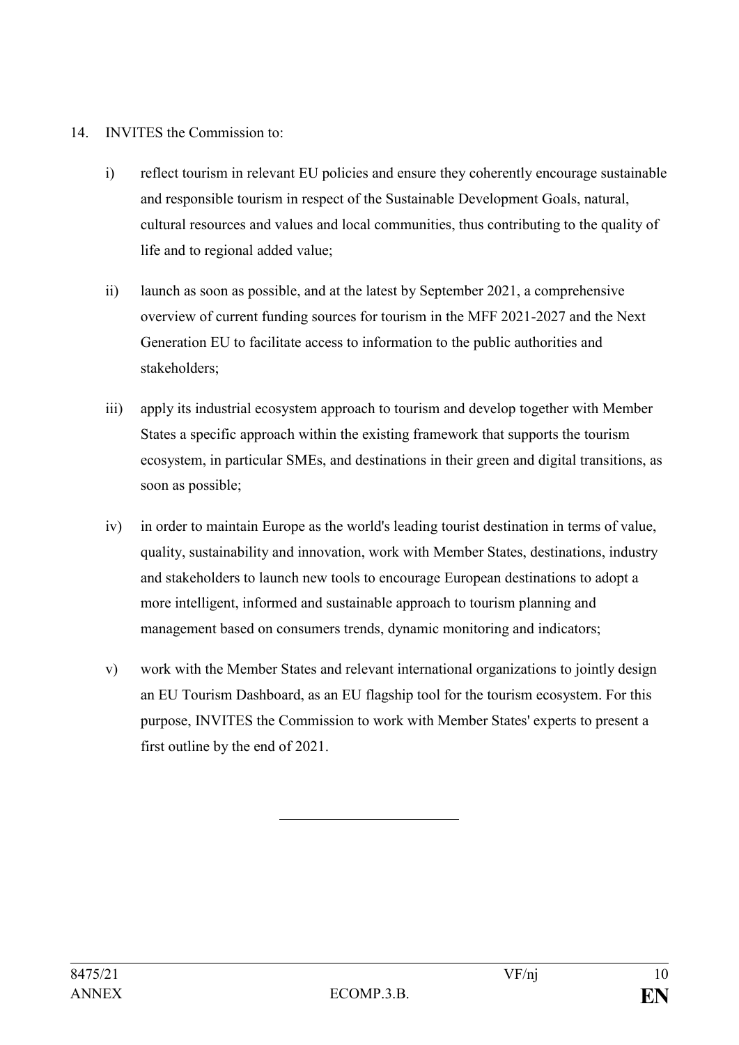14. INVITES the Commission to:

 i) reflect tourism in relevant EU policies and ensure they coherently encourage sustainable and responsible tourism in respect of the Sustainable Development Goals, natural, cultural resources and values and local communities, thus contributing to the quality of life and to regional added value;

 ii) launch as soon as possible, and at the latest by September 2021, a comprehensive overview of current funding sources for tourism in the MFF 2021-2027 and the Next Generation EU to facilitate access to information to the public authorities and stakeholders;

 iii) apply its industrial ecosystem approach to tourism and develop together with Member States a specific approach within the existing framework that supports the tourism ecosystem, in particular SMEs, and destinations in their green and digital transitions, as soon as possible;

 iv) in order to maintain Europe as the world's leading tourist destination in terms of value, quality, sustainability and innovation, work with Member States, destinations, industry and stakeholders to launch new tools to encourage European destinations to adopt a more intelligent, informed and sustainable approach to tourism planning and management based on consumers trends, dynamic monitoring and indicators;

 v) work with the Member States and relevant international organizations to jointly design an EU Tourism Dashboard, as an EU flagship tool for the tourism ecosystem. For this purpose, INVITES the Commission to work with Member States' experts to present a first outline by the end of 2021.